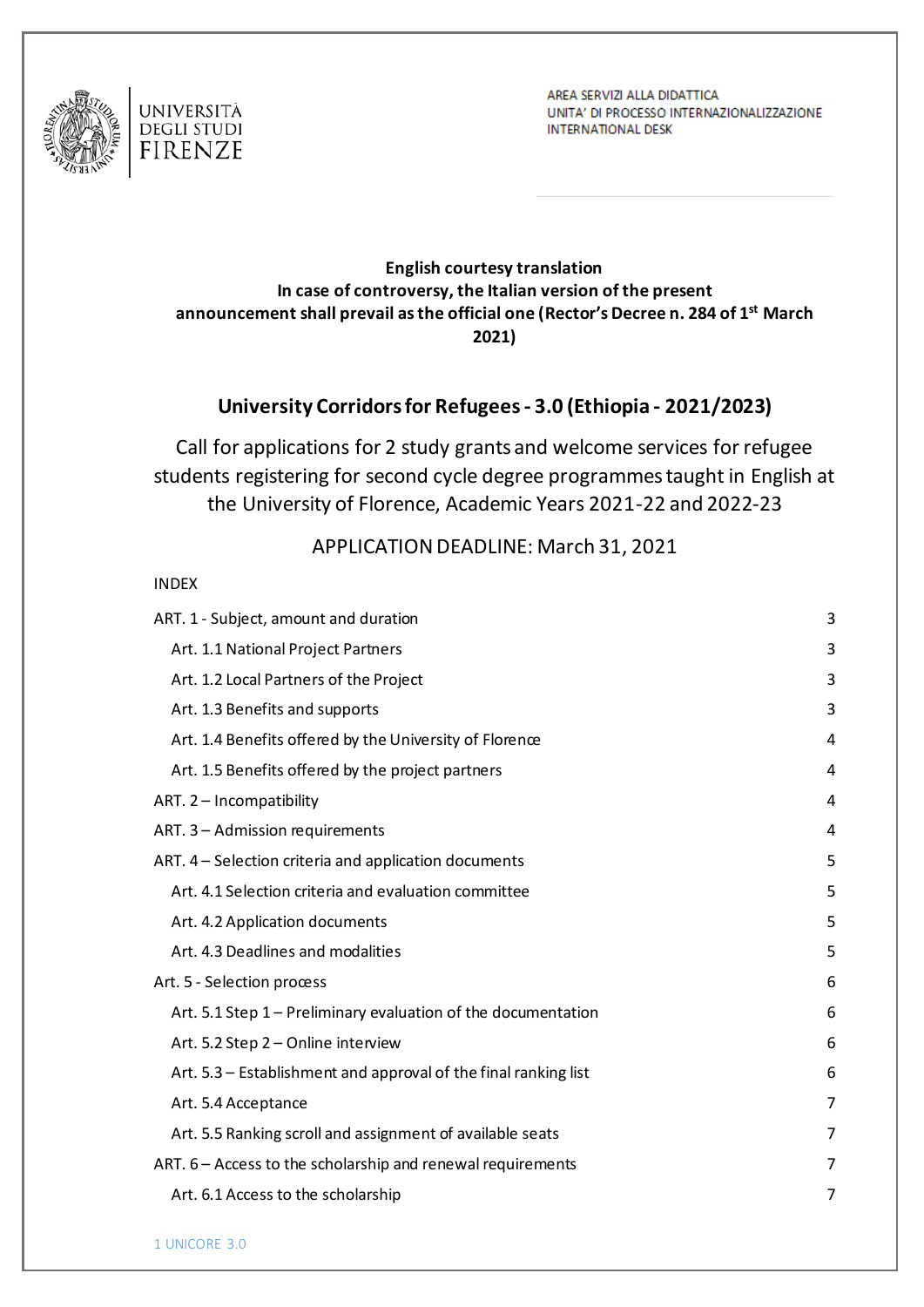UNIVERSITÀ DEGLI STUDI FIRENZE

AREA SERVIZI ALLA DIDATTICA
UNITA' DI PROCESSO INTERNAZIONALIZZAZIONE
INTERNATIONAL DESK

**English courtesy translation**
**In case of controversy, the Italian version of the present announcement shall prevail as the official one (Rector's Decree n. 284 of 1st March 2021)**

## University Corridors for Refugees - 3.0 (Ethiopia - 2021/2023)

Call for applications for 2 study grants and welcome services for refugee students registering for second cycle degree programmes taught in English at the University of Florence, Academic Years 2021-22 and 2022-23

APPLICATION DEADLINE: March 31, 2021

INDEX

| | |
|---|---|
| ART. 1 - Subject, amount and duration | 3 |
| Art. 1.1 National Project Partners | 3 |
| Art. 1.2 Local Partners of the Project | 3 |
| Art. 1.3 Benefits and supports | 3 |
| Art. 1.4 Benefits offered by the University of Florence | 4 |
| Art. 1.5 Benefits offered by the project partners | 4 |
| ART. 2 – Incompatibility | 4 |
| ART. 3 – Admission requirements | 4 |
| ART. 4 – Selection criteria and application documents | 5 |
| Art. 4.1 Selection criteria and evaluation committee | 5 |
| Art. 4.2 Application documents | 5 |
| Art. 4.3 Deadlines and modalities | 5 |
| Art. 5 - Selection process | 6 |
| Art. 5.1 Step 1 – Preliminary evaluation of the documentation | 6 |
| Art. 5.2 Step 2 – Online interview | 6 |
| Art. 5.3 – Establishment and approval of the final ranking list | 6 |
| Art. 5.4 Acceptance | 7 |
| Art. 5.5 Ranking scroll and assignment of available seats | 7 |
| ART. 6 – Access to the scholarship and renewal requirements | 7 |
| Art. 6.1 Access to the scholarship | 7 |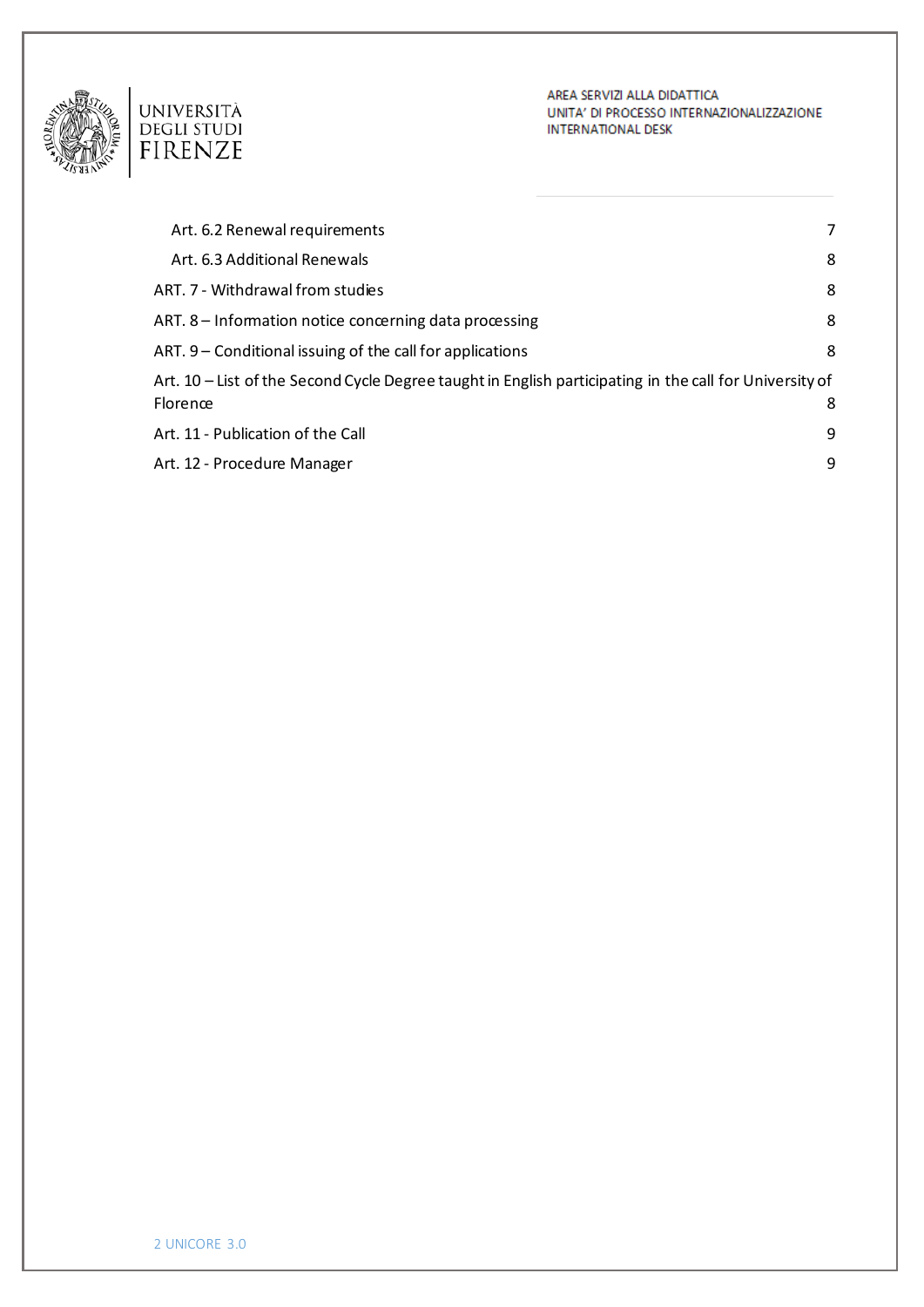Art. 6.2 Renewal requirements 7

Art. 6.3 Additional Renewals 8

ART. 7 - Withdrawal from studies 8

ART. 8 – Information notice concerning data processing 8

ART. 9 – Conditional issuing of the call for applications 8

Art. 10 – List of the Second Cycle Degree taught in English participating in the call for University of Florence 8

Art. 11 - Publication of the Call 9

Art. 12 - Procedure Manager 9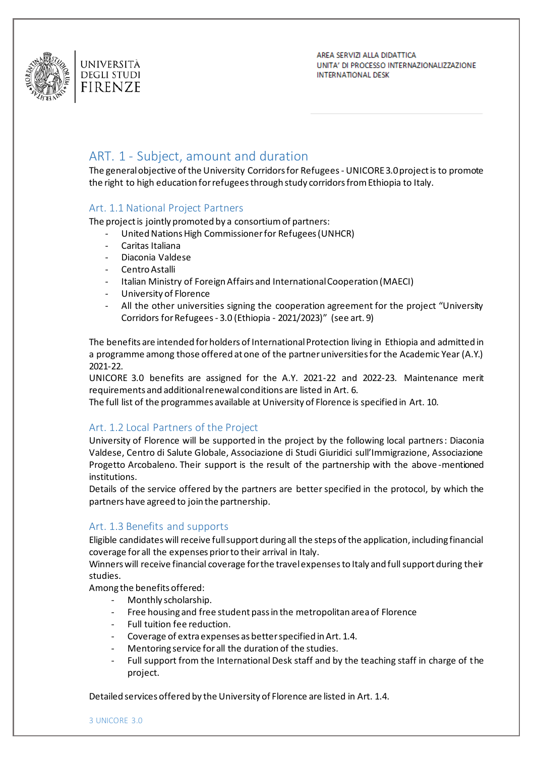## ART. 1 - Subject, amount and duration

The general objective of the University Corridors for Refugees - UNICORE 3.0 project is to promote the right to high education for refugees through study corridors from Ethiopia to Italy.

### Art. 1.1 National Project Partners

The project is jointly promoted by a consortium of partners:

- United Nations High Commissioner for Refugees (UNHCR)
- Caritas Italiana
- Diaconia Valdese
- Centro Astalli
- Italian Ministry of Foreign Affairs and International Cooperation (MAECI)
- University of Florence
- All the other universities signing the cooperation agreement for the project "University Corridors for Refugees - 3.0 (Ethiopia - 2021/2023)" (see art. 9)

The benefits are intended for holders of International Protection living in Ethiopia and admitted in a programme among those offered at one of the partner universities for the Academic Year (A.Y.) 2021-22.

UNICORE 3.0 benefits are assigned for the A.Y. 2021-22 and 2022-23. Maintenance merit requirements and additional renewal conditions are listed in Art. 6.

The full list of the programmes available at University of Florence is specified in Art. 10.

### Art. 1.2 Local Partners of the Project

University of Florence will be supported in the project by the following local partners: Diaconia Valdese, Centro di Salute Globale, Associazione di Studi Giuridici sull'Immigrazione, Associazione Progetto Arcobaleno. Their support is the result of the partnership with the above-mentioned institutions.

Details of the service offered by the partners are better specified in the protocol, by which the partners have agreed to join the partnership.

### Art. 1.3 Benefits and supports

Eligible candidates will receive full support during all the steps of the application, including financial coverage for all the expenses prior to their arrival in Italy.

Winners will receive financial coverage for the travel expenses to Italy and full support during their studies.

Among the benefits offered:

- Monthly scholarship.
- Free housing and free student pass in the metropolitan area of Florence
- Full tuition fee reduction.
- Coverage of extra expenses as better specified in Art. 1.4.
- Mentoring service for all the duration of the studies.
- Full support from the International Desk staff and by the teaching staff in charge of the project.

Detailed services offered by the University of Florence are listed in Art. 1.4.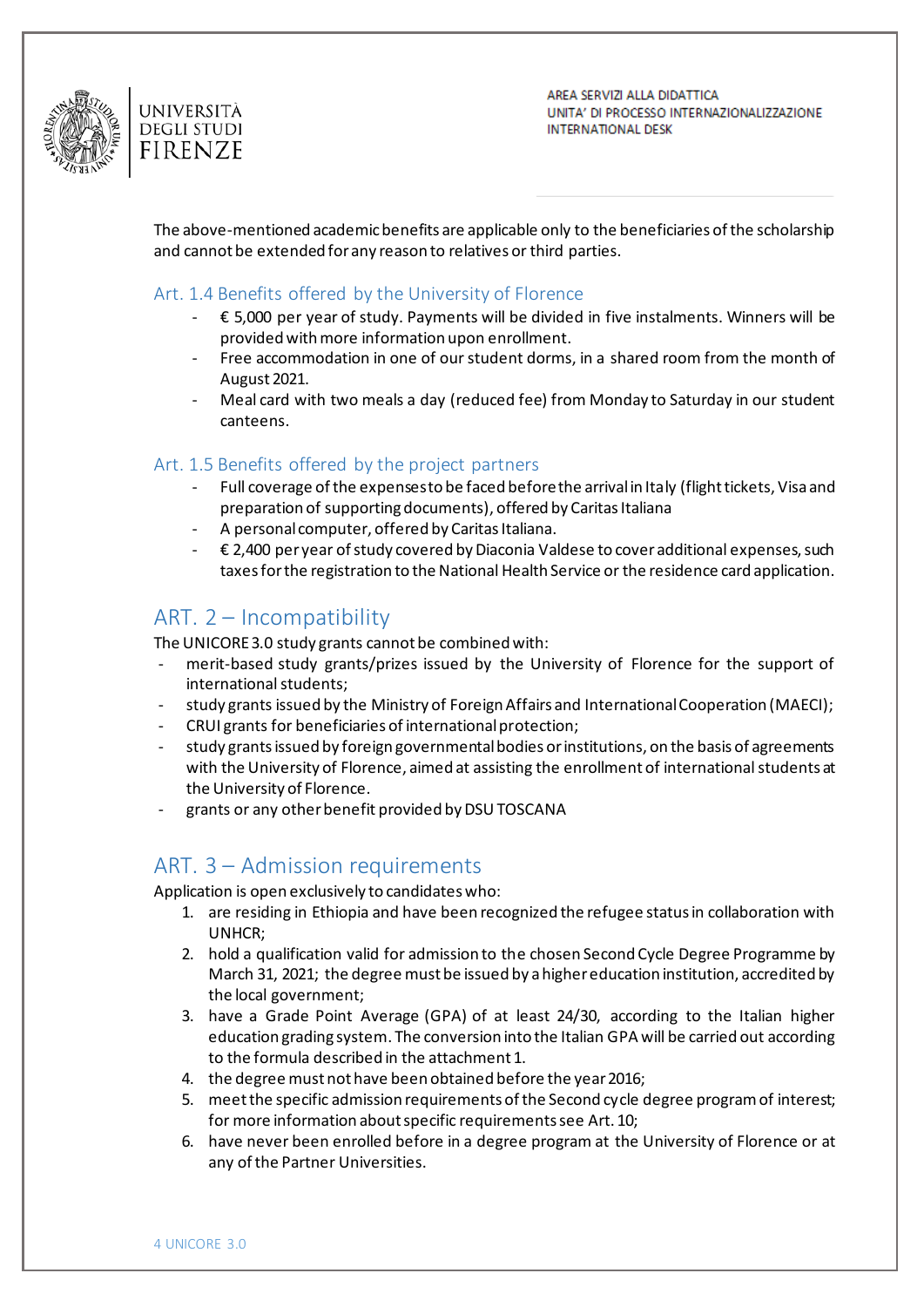The above-mentioned academic benefits are applicable only to the beneficiaries of the scholarship and cannot be extended for any reason to relatives or third parties.

### Art. 1.4 Benefits offered by the University of Florence

- € 5,000 per year of study. Payments will be divided in five instalments. Winners will be provided with more information upon enrollment.
- Free accommodation in one of our student dorms, in a shared room from the month of August 2021.
- Meal card with two meals a day (reduced fee) from Monday to Saturday in our student canteens.

### Art. 1.5 Benefits offered by the project partners

- Full coverage of the expenses to be faced before the arrival in Italy (flight tickets, Visa and preparation of supporting documents), offered by Caritas Italiana
- A personal computer, offered by Caritas Italiana.
- € 2,400 per year of study covered by Diaconia Valdese to cover additional expenses, such taxes for the registration to the National Health Service or the residence card application.

## ART. 2 – Incompatibility

The UNICORE 3.0 study grants cannot be combined with:

- merit-based study grants/prizes issued by the University of Florence for the support of international students;
- study grants issued by the Ministry of Foreign Affairs and International Cooperation (MAECI);
- CRUI grants for beneficiaries of international protection;
- study grants issued by foreign governmental bodies or institutions, on the basis of agreements with the University of Florence, aimed at assisting the enrollment of international students at the University of Florence.
- grants or any other benefit provided by DSU TOSCANA

## ART. 3 – Admission requirements

Application is open exclusively to candidates who:

1. are residing in Ethiopia and have been recognized the refugee status in collaboration with UNHCR;
2. hold a qualification valid for admission to the chosen Second Cycle Degree Programme by March 31, 2021; the degree must be issued by a higher education institution, accredited by the local government;
3. have a Grade Point Average (GPA) of at least 24/30, according to the Italian higher education grading system. The conversion into the Italian GPA will be carried out according to the formula described in the attachment 1.
4. the degree must not have been obtained before the year 2016;
5. meet the specific admission requirements of the Second cycle degree program of interest; for more information about specific requirements see Art. 10;
6. have never been enrolled before in a degree program at the University of Florence or at any of the Partner Universities.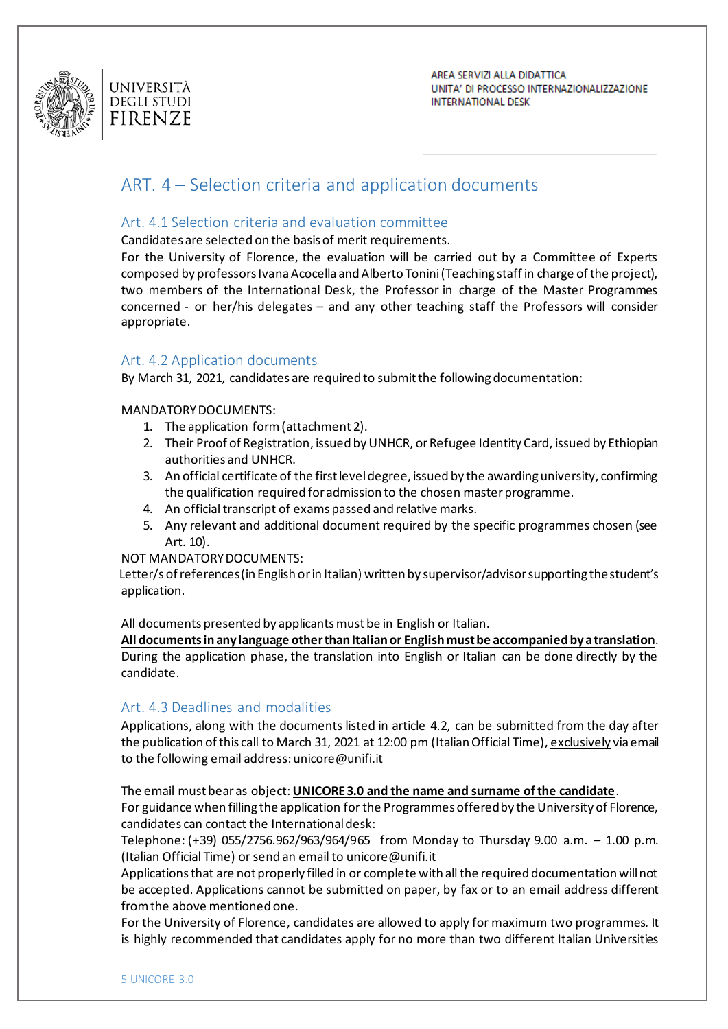## ART. 4 – Selection criteria and application documents

### Art. 4.1 Selection criteria and evaluation committee

Candidates are selected on the basis of merit requirements.

For the University of Florence, the evaluation will be carried out by a Committee of Experts composed by professors Ivana Acocella and Alberto Tonini (Teaching staff in charge of the project), two members of the International Desk, the Professor in charge of the Master Programmes concerned - or her/his delegates – and any other teaching staff the Professors will consider appropriate.

### Art. 4.2 Application documents

By March 31, 2021, candidates are required to submit the following documentation:

MANDATORY DOCUMENTS:

1. The application form (attachment 2).
2. Their Proof of Registration, issued by UNHCR, or Refugee Identity Card, issued by Ethiopian authorities and UNHCR.
3. An official certificate of the first level degree, issued by the awarding university, confirming the qualification required for admission to the chosen master programme.
4. An official transcript of exams passed and relative marks.
5. Any relevant and additional document required by the specific programmes chosen (see Art. 10).

NOT MANDATORY DOCUMENTS:

Letter/s of references (in English or in Italian) written by supervisor/advisor supporting the student's application.

All documents presented by applicants must be in English or Italian.

**All documents in any language other than Italian or English must be accompanied by a translation**. During the application phase, the translation into English or Italian can be done directly by the candidate.

### Art. 4.3 Deadlines and modalities

Applications, along with the documents listed in article 4.2, can be submitted from the day after the publication of this call to March 31, 2021 at 12:00 pm (Italian Official Time), exclusively via email to the following email address: unicore@unifi.it

The email must bear as object: **UNICORE 3.0 and the name and surname of the candidate**.

For guidance when filling the application for the Programmes offered by the University of Florence, candidates can contact the International desk:

Telephone: (+39) 055/2756.962/963/964/965 from Monday to Thursday 9.00 a.m. – 1.00 p.m. (Italian Official Time) or send an email to unicore@unifi.it

Applications that are not properly filled in or complete with all the required documentation will not be accepted. Applications cannot be submitted on paper, by fax or to an email address different from the above mentioned one.

For the University of Florence, candidates are allowed to apply for maximum two programmes. It is highly recommended that candidates apply for no more than two different Italian Universities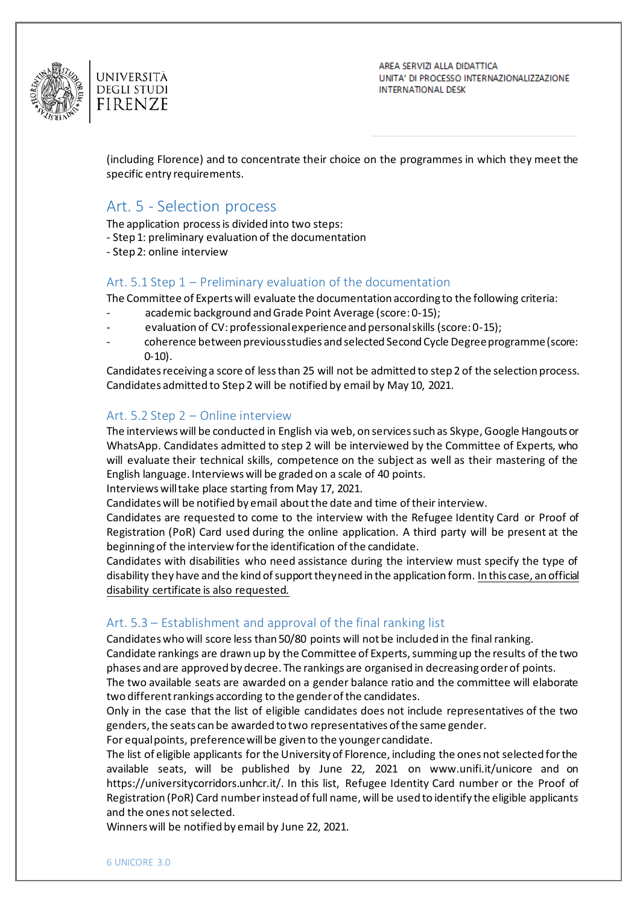(including Florence) and to concentrate their choice on the programmes in which they meet the specific entry requirements.

## Art. 5 - Selection process

The application process is divided into two steps:
- Step 1: preliminary evaluation of the documentation
- Step 2: online interview

### Art. 5.1 Step 1 – Preliminary evaluation of the documentation

The Committee of Experts will evaluate the documentation according to the following criteria:

- academic background and Grade Point Average (score: 0-15);
- evaluation of CV: professional experience and personal skills (score: 0-15);
- coherence between previous studies and selected Second Cycle Degree programme (score: 0-10).

Candidates receiving a score of less than 25 will not be admitted to step 2 of the selection process. Candidates admitted to Step 2 will be notified by email by May 10, 2021.

### Art. 5.2 Step 2 – Online interview

The interviews will be conducted in English via web, on services such as Skype, Google Hangouts or WhatsApp. Candidates admitted to step 2 will be interviewed by the Committee of Experts, who will evaluate their technical skills, competence on the subject as well as their mastering of the English language. Interviews will be graded on a scale of 40 points.

Interviews will take place starting from May 17, 2021.

Candidates will be notified by email about the date and time of their interview.

Candidates are requested to come to the interview with the Refugee Identity Card or Proof of Registration (PoR) Card used during the online application. A third party will be present at the beginning of the interview for the identification of the candidate.

Candidates with disabilities who need assistance during the interview must specify the type of disability they have and the kind of support they need in the application form. In this case, an official disability certificate is also requested.

### Art. 5.3 – Establishment and approval of the final ranking list

Candidates who will score less than 50/80 points will not be included in the final ranking.

Candidate rankings are drawn up by the Committee of Experts, summing up the results of the two phases and are approved by decree. The rankings are organised in decreasing order of points.

The two available seats are awarded on a gender balance ratio and the committee will elaborate two different rankings according to the gender of the candidates.

Only in the case that the list of eligible candidates does not include representatives of the two genders, the seats can be awarded to two representatives of the same gender.

For equal points, preference will be given to the younger candidate.

The list of eligible applicants for the University of Florence, including the ones not selected for the available seats, will be published by June 22, 2021 on www.unifi.it/unicore and on https://universitycorridors.unhcr.it/. In this list, Refugee Identity Card number or the Proof of Registration (PoR) Card number instead of full name, will be used to identify the eligible applicants and the ones not selected.

Winners will be notified by email by June 22, 2021.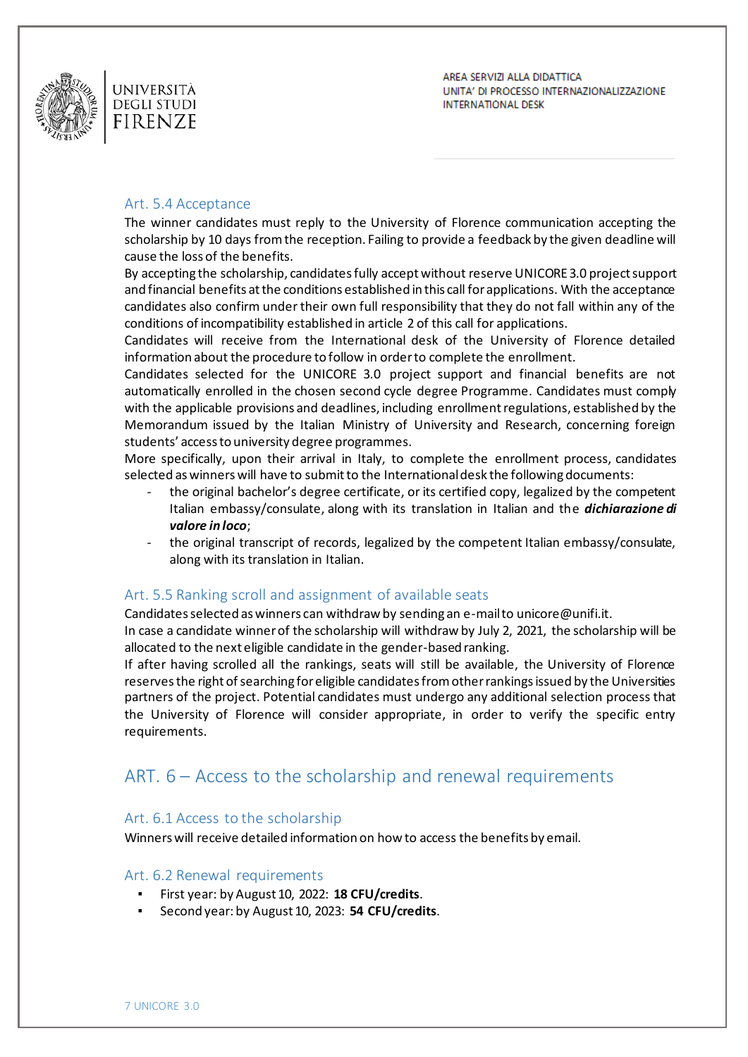### Art. 5.4 Acceptance

The winner candidates must reply to the University of Florence communication accepting the scholarship by 10 days from the reception. Failing to provide a feedback by the given deadline will cause the loss of the benefits.

By accepting the scholarship, candidates fully accept without reserve UNICORE 3.0 project support and financial benefits at the conditions established in this call for applications. With the acceptance candidates also confirm under their own full responsibility that they do not fall within any of the conditions of incompatibility established in article 2 of this call for applications.

Candidates will receive from the International desk of the University of Florence detailed information about the procedure to follow in order to complete the enrollment.

Candidates selected for the UNICORE 3.0 project support and financial benefits are not automatically enrolled in the chosen second cycle degree Programme. Candidates must comply with the applicable provisions and deadlines, including enrollment regulations, established by the Memorandum issued by the Italian Ministry of University and Research, concerning foreign students' access to university degree programmes.

More specifically, upon their arrival in Italy, to complete the enrollment process, candidates selected as winners will have to submit to the International desk the following documents:

- the original bachelor's degree certificate, or its certified copy, legalized by the competent Italian embassy/consulate, along with its translation in Italian and the ***dichiarazione di valore in loco***;
- the original transcript of records, legalized by the competent Italian embassy/consulate, along with its translation in Italian.

### Art. 5.5 Ranking scroll and assignment of available seats

Candidates selected as winners can withdraw by sending an e-mail to unicore@unifi.it.

In case a candidate winner of the scholarship will withdraw by July 2, 2021, the scholarship will be allocated to the next eligible candidate in the gender-based ranking.

If after having scrolled all the rankings, seats will still be available, the University of Florence reserves the right of searching for eligible candidates from other rankings issued by the Universities partners of the project. Potential candidates must undergo any additional selection process that the University of Florence will consider appropriate, in order to verify the specific entry requirements.

## ART. 6 – Access to the scholarship and renewal requirements

### Art. 6.1 Access to the scholarship

Winners will receive detailed information on how to access the benefits by email.

### Art. 6.2 Renewal requirements

- First year: by August 10, 2022: **18 CFU/credits**.
- Second year: by August 10, 2023: **54 CFU/credits**.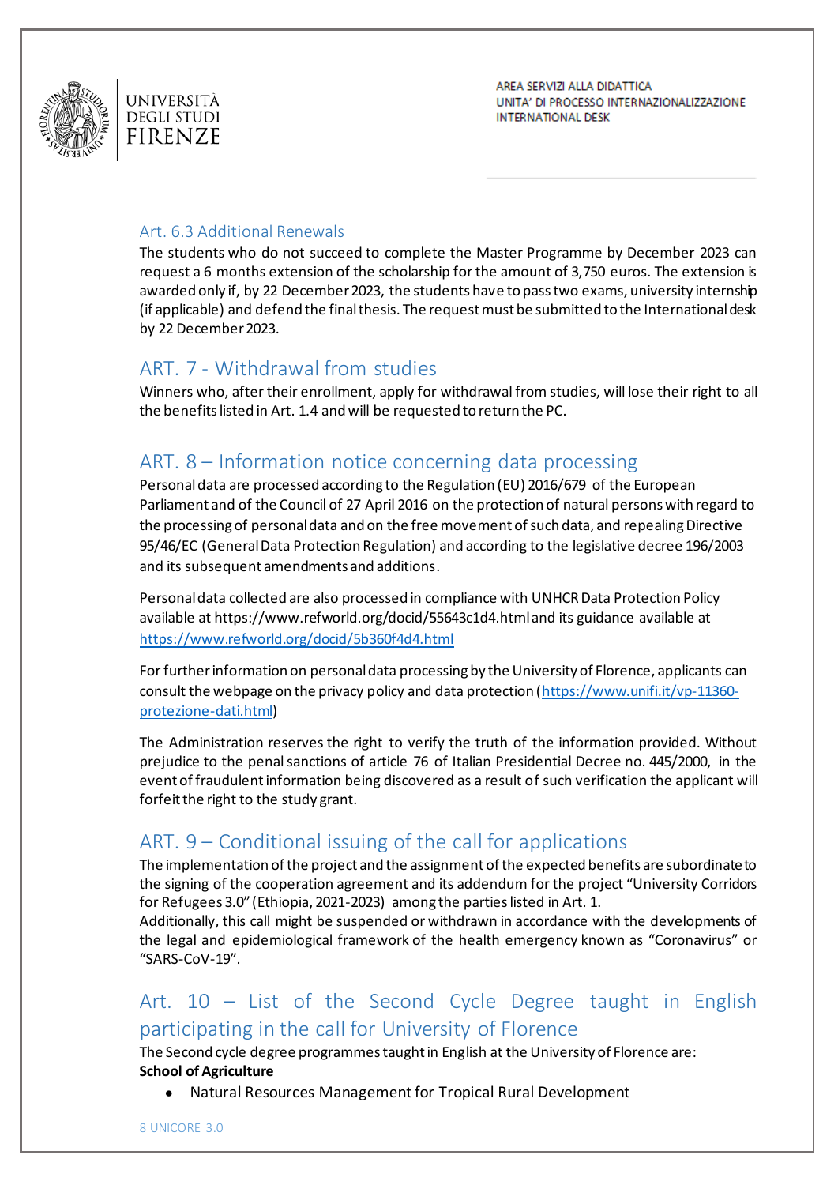### Art. 6.3 Additional Renewals

The students who do not succeed to complete the Master Programme by December 2023 can request a 6 months extension of the scholarship for the amount of 3,750 euros. The extension is awarded only if, by 22 December 2023, the students have to pass two exams, university internship (if applicable) and defend the final thesis. The request must be submitted to the International desk by 22 December 2023.

## ART. 7 - Withdrawal from studies

Winners who, after their enrollment, apply for withdrawal from studies, will lose their right to all the benefits listed in Art. 1.4 and will be requested to return the PC.

## ART. 8 – Information notice concerning data processing

Personal data are processed according to the Regulation (EU) 2016/679 of the European Parliament and of the Council of 27 April 2016 on the protection of natural persons with regard to the processing of personal data and on the free movement of such data, and repealing Directive 95/46/EC (General Data Protection Regulation) and according to the legislative decree 196/2003 and its subsequent amendments and additions.

Personal data collected are also processed in compliance with UNHCR Data Protection Policy available at https://www.refworld.org/docid/55643c1d4.html and its guidance available at https://www.refworld.org/docid/5b360f4d4.html

For further information on personal data processing by the University of Florence, applicants can consult the webpage on the privacy policy and data protection (https://www.unifi.it/vp-11360-protezione-dati.html)

The Administration reserves the right to verify the truth of the information provided. Without prejudice to the penal sanctions of article 76 of Italian Presidential Decree no. 445/2000, in the event of fraudulent information being discovered as a result of such verification the applicant will forfeit the right to the study grant.

## ART. 9 – Conditional issuing of the call for applications

The implementation of the project and the assignment of the expected benefits are subordinate to the signing of the cooperation agreement and its addendum for the project "University Corridors for Refugees 3.0" (Ethiopia, 2021-2023) among the parties listed in Art. 1.
Additionally, this call might be suspended or withdrawn in accordance with the developments of the legal and epidemiological framework of the health emergency known as "Coronavirus" or "SARS-CoV-19".

## Art. 10 – List of the Second Cycle Degree taught in English participating in the call for University of Florence

The Second cycle degree programmes taught in English at the University of Florence are:
**School of Agriculture**

- Natural Resources Management for Tropical Rural Development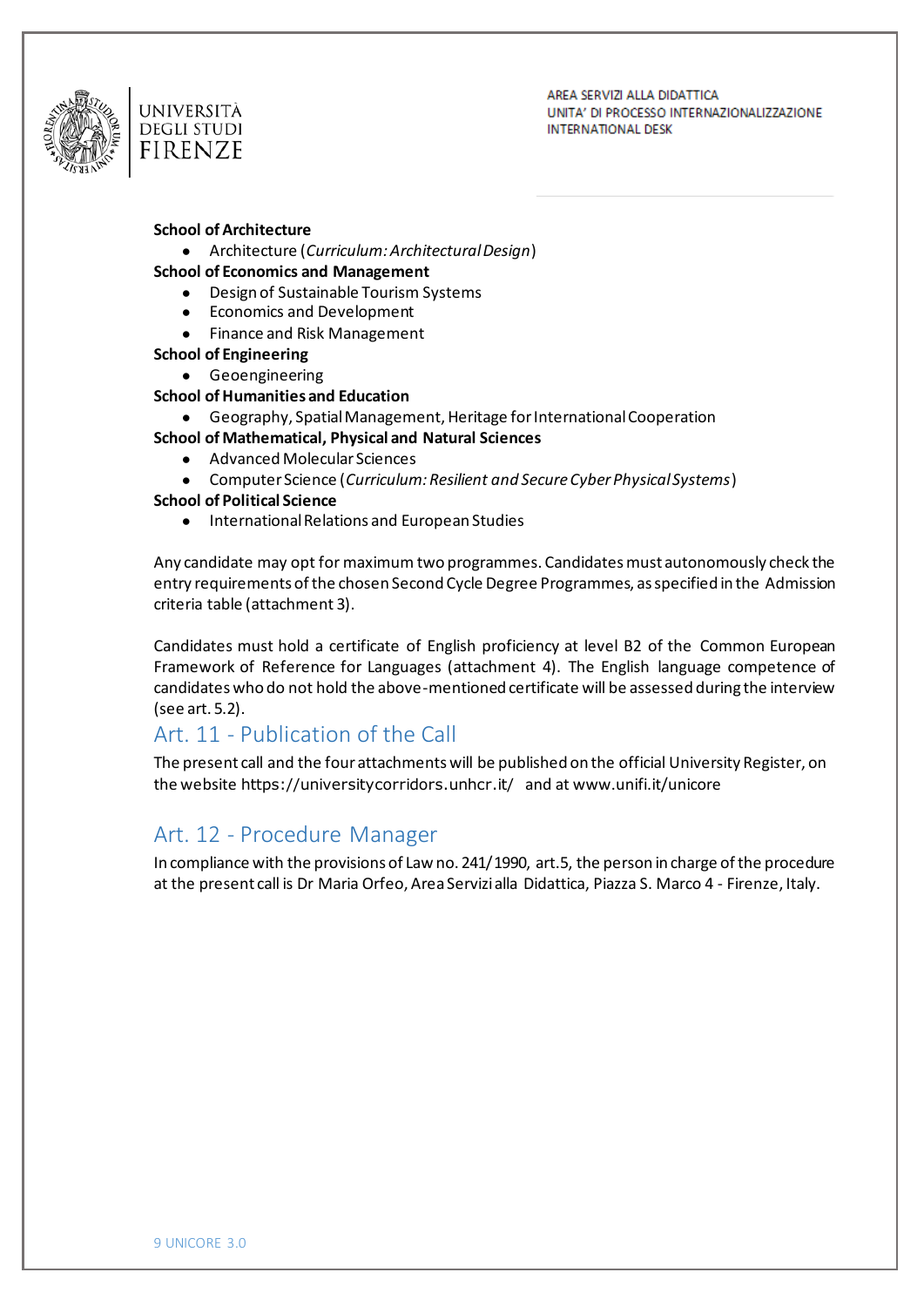**School of Architecture**

- Architecture (*Curriculum: Architectural Design*)

**School of Economics and Management**

- Design of Sustainable Tourism Systems
- Economics and Development
- Finance and Risk Management

**School of Engineering**

- Geoengineering

**School of Humanities and Education**

- Geography, Spatial Management, Heritage for International Cooperation

**School of Mathematical, Physical and Natural Sciences**

- Advanced Molecular Sciences
- Computer Science (*Curriculum: Resilient and Secure Cyber Physical Systems*)

**School of Political Science**

- International Relations and European Studies

Any candidate may opt for maximum two programmes. Candidates must autonomously check the entry requirements of the chosen Second Cycle Degree Programmes, as specified in the Admission criteria table (attachment 3).

Candidates must hold a certificate of English proficiency at level B2 of the Common European Framework of Reference for Languages (attachment 4). The English language competence of candidates who do not hold the above-mentioned certificate will be assessed during the interview (see art. 5.2).

## Art. 11 - Publication of the Call

The present call and the four attachments will be published on the official University Register, on the website https://universitycorridors.unhcr.it/ and at www.unifi.it/unicore

## Art. 12 - Procedure Manager

In compliance with the provisions of Law no. 241/1990, art.5, the person in charge of the procedure at the present call is Dr Maria Orfeo, Area Servizi alla Didattica, Piazza S. Marco 4 - Firenze, Italy.